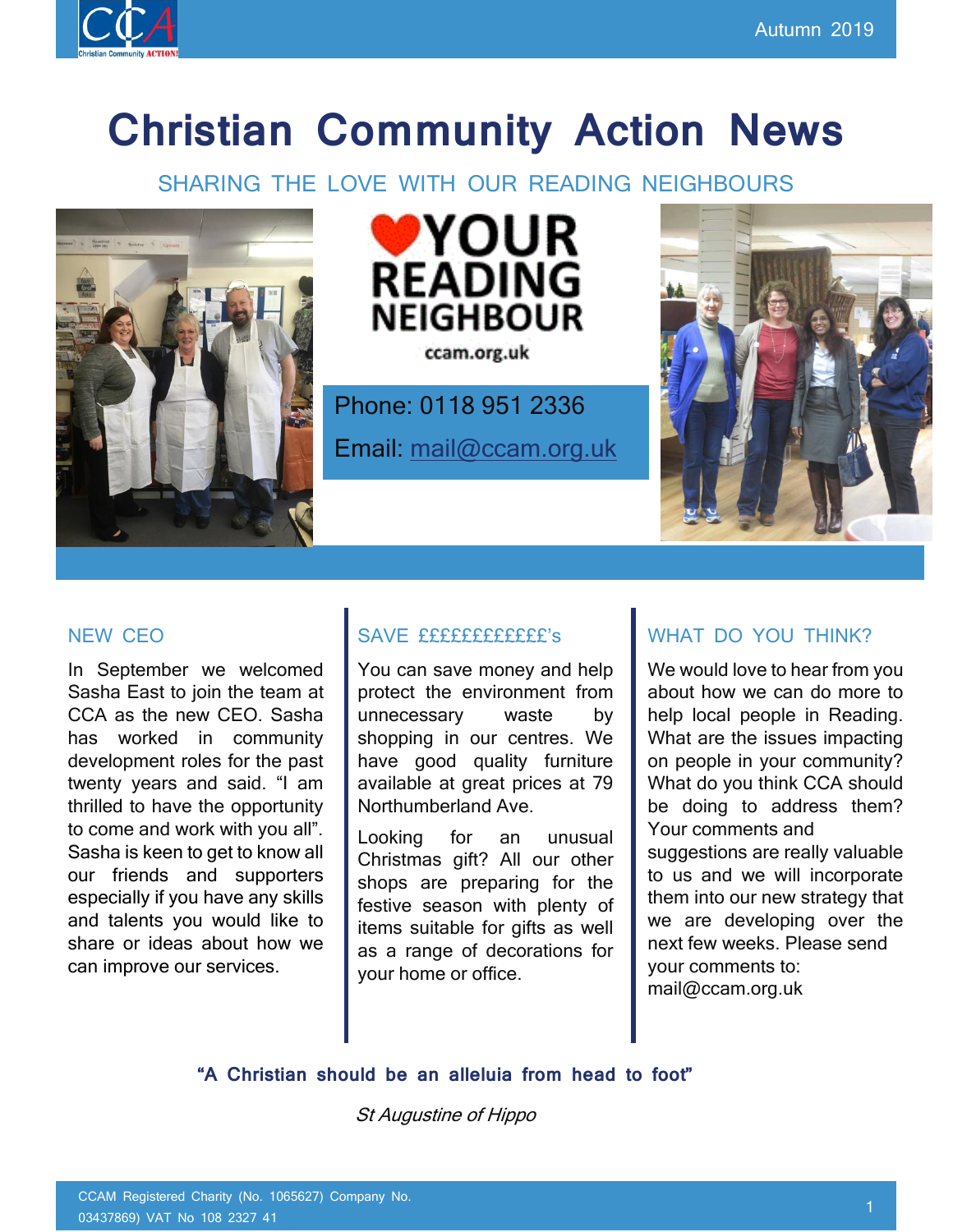# Christian Community Action News

SHARING THE LOVE WITH OUR READING NEIGHBOURS

YOUR READING NEIGHBOUR

ccam.org.uk

Phone: 0118 951 2336

Email: mail@ccam.org.uk

## NEW CEO

In September we welcomed Sasha East to join the team at CCA as the new CEO. Sasha has worked in community development roles for the past twenty years and said. "I am thrilled to have the opportunity to come and work with you all". Sasha is keen to get to know all our friends and supporters especially if you have any skills and talents you would like to share or ideas about how we can improve our services.

## SAVE ££££££££££££'s

You can save money and help protect the environment from unnecessary waste by shopping in our centres. We have good quality furniture available at great prices at 79 Northumberland Ave.

Looking for an unusual Christmas gift? All our other shops are preparing for the festive season with plenty of items suitable for gifts as well as a range of decorations for your home or office.

## WHAT DO YOU THINK?

We would love to hear from you about how we can do more to help local people in Reading. What are the issues impacting on people in your community? What do you think CCA should be doing to address them? Your comments and suggestions are really valuable to us and we will incorporate them into our new strategy that we are developing over the next few weeks. Please send your comments to: mail@ccam.org.uk

**"A Christian should be an alleluia from head to foot"**

*St Augustine of Hippo*

CCAM Registered Charity (No. 1065627) Company No. 03437869) VAT No 108 2327 41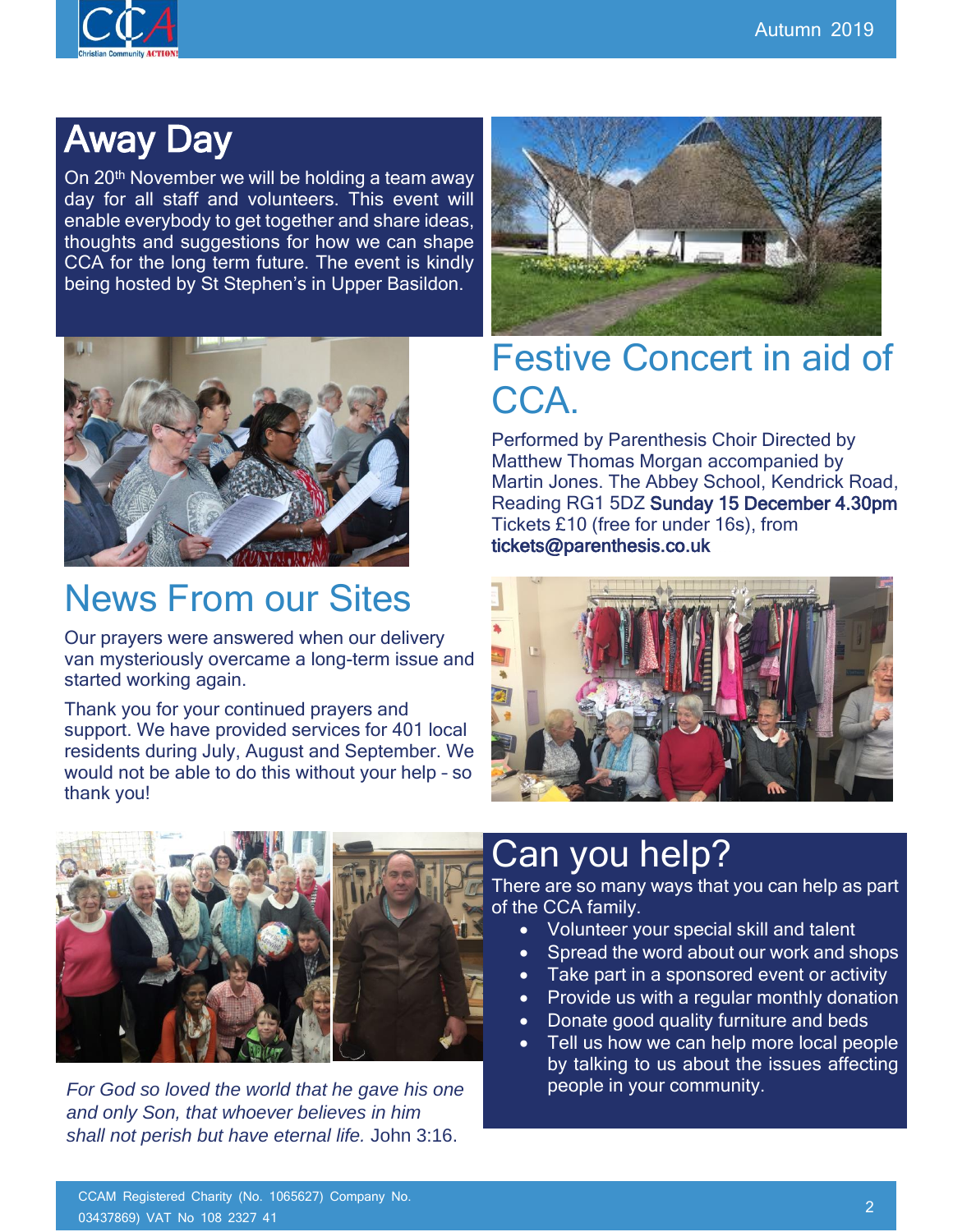## Away Day

On 20th November we will be holding a team away day for all staff and volunteers. This event will enable everybody to get together and share ideas, thoughts and suggestions for how we can shape CCA for the long term future. The event is kindly being hosted by St Stephen's in Upper Basildon.

## Festive Concert in aid of CCA.

Performed by Parenthesis Choir Directed by Matthew Thomas Morgan accompanied by Martin Jones. The Abbey School, Kendrick Road, Reading RG1 5DZ **Sunday 15 December 4.30pm** Tickets £10 (free for under 16s), from **tickets@parenthesis.co.uk**

## News From our Sites

Our prayers were answered when our delivery van mysteriously overcame a long-term issue and started working again.

Thank you for your continued prayers and support. We have provided services for 401 local residents during July, August and September. We would not be able to do this without your help – so thank you!

*For God so loved the world that he gave his one and only Son, that whoever believes in him shall not perish but have eternal life.* John 3:16.

## Can you help?

There are so many ways that you can help as part of the CCA family.

- Volunteer your special skill and talent
- Spread the word about our work and shops
- Take part in a sponsored event or activity
- Provide us with a regular monthly donation
- Donate good quality furniture and beds
- Tell us how we can help more local people by talking to us about the issues affecting people in your community.

CCAM Registered Charity (No. 1065627) Company No. 03437869) VAT No 108 2327 41